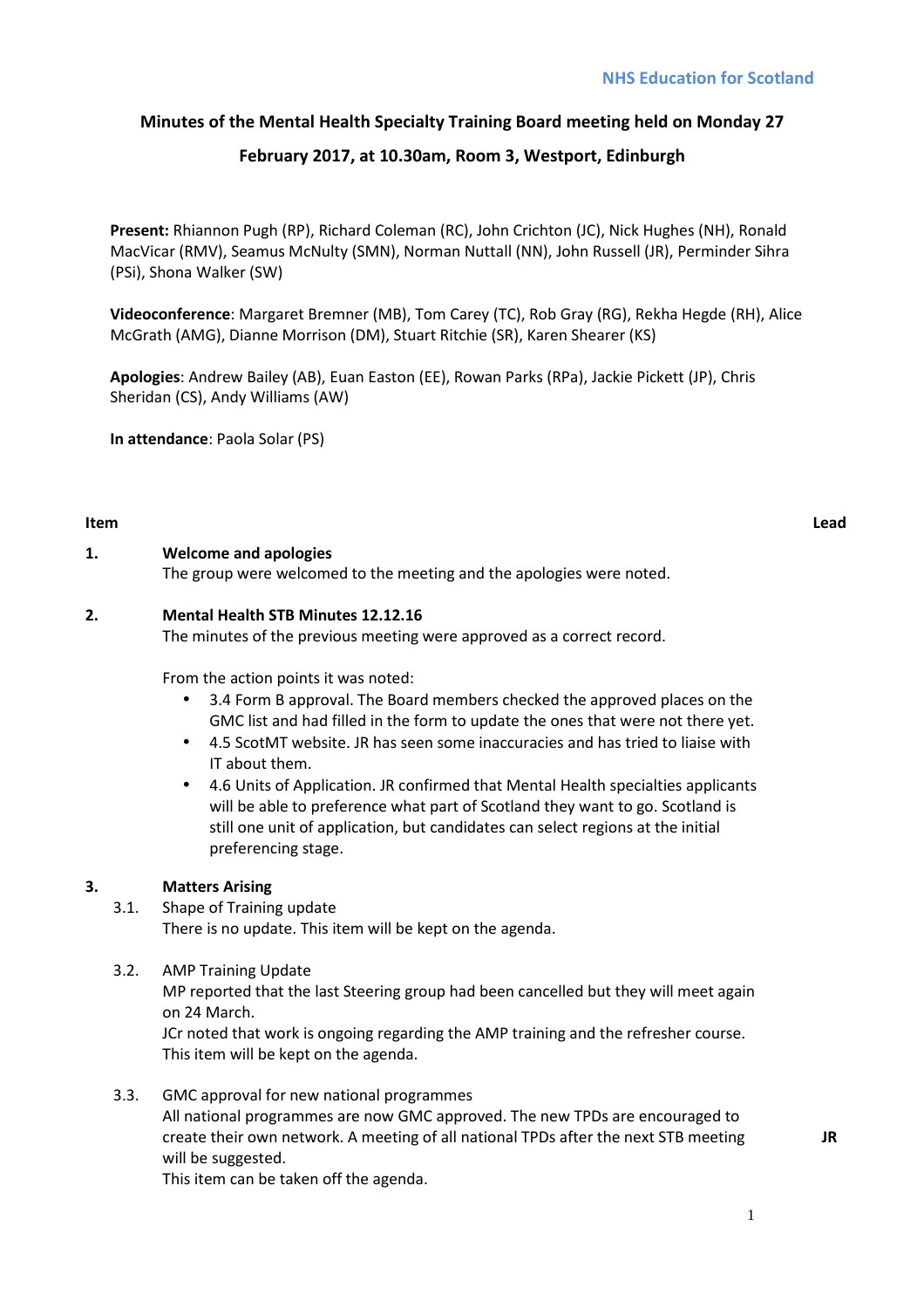NHS Education for Scotland

**Minutes of the Mental Health Specialty Training Board meeting held on Monday 27 February 2017, at 10.30am, Room 3, Westport, Edinburgh**

**Present:** Rhiannon Pugh (RP), Richard Coleman (RC), John Crichton (JC), Nick Hughes (NH), Ronald MacVicar (RMV), Seamus McNulty (SMN), Norman Nuttall (NN), John Russell (JR), Perminder Sihra (PSi), Shona Walker (SW)

**Videoconference**: Margaret Bremner (MB), Tom Carey (TC), Rob Gray (RG), Rekha Hegde (RH), Alice McGrath (AMG), Dianne Morrison (DM), Stuart Ritchie (SR), Karen Shearer (KS)

**Apologies**: Andrew Bailey (AB), Euan Easton (EE), Rowan Parks (RPa), Jackie Pickett (JP), Chris Sheridan (CS), Andy Williams (AW)

**In attendance**: Paola Solar (PS)

| Item | | Lead |
|---|---|---|
| **1.** | **Welcome and apologies**<br>The group were welcomed to the meeting and the apologies were noted. | |
| **2.** | **Mental Health STB Minutes 12.12.16**<br>The minutes of the previous meeting were approved as a correct record.<br><br>From the action points it was noted:<br>• 3.4 Form B approval. The Board members checked the approved places on the GMC list and had filled in the form to update the ones that were not there yet.<br>• 4.5 ScotMT website. JR has seen some inaccuracies and has tried to liaise with IT about them.<br>• 4.6 Units of Application. JR confirmed that Mental Health specialties applicants will be able to preference what part of Scotland they want to go. Scotland is still one unit of application, but candidates can select regions at the initial preferencing stage. | |
| **3.** | **Matters Arising** | |
| 3.1. | Shape of Training update<br>There is no update. This item will be kept on the agenda. | |
| 3.2. | AMP Training Update<br>MP reported that the last Steering group had been cancelled but they will meet again on 24 March.<br>JCr noted that work is ongoing regarding the AMP training and the refresher course.<br>This item will be kept on the agenda. | |
| 3.3. | GMC approval for new national programmes<br>All national programmes are now GMC approved. The new TPDs are encouraged to create their own network. A meeting of all national TPDs after the next STB meeting will be suggested.<br>This item can be taken off the agenda. | **JR** |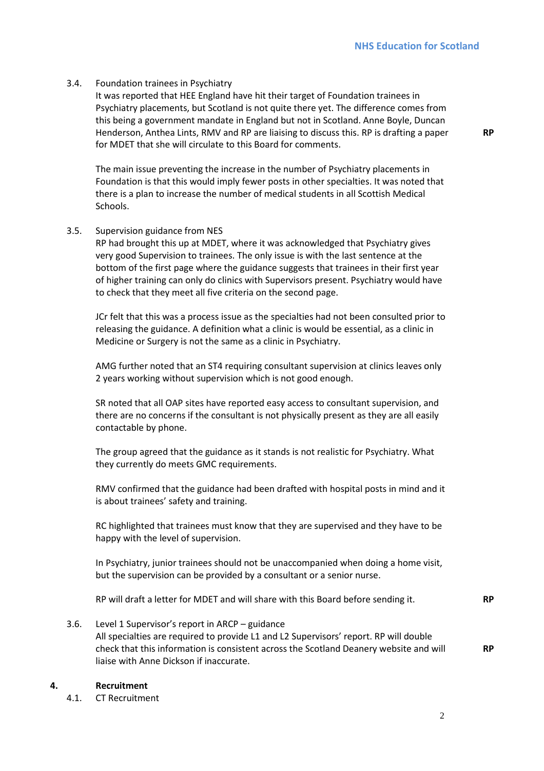3.4. Foundation trainees in Psychiatry

It was reported that HEE England have hit their target of Foundation trainees in Psychiatry placements, but Scotland is not quite there yet. The difference comes from this being a government mandate in England but not in Scotland. Anne Boyle, Duncan Henderson, Anthea Lints, RMV and RP are liaising to discuss this. RP is drafting a paper for MDET that she will circulate to this Board for comments. **RP**

The main issue preventing the increase in the number of Psychiatry placements in Foundation is that this would imply fewer posts in other specialties. It was noted that there is a plan to increase the number of medical students in all Scottish Medical Schools.

3.5. Supervision guidance from NES

RP had brought this up at MDET, where it was acknowledged that Psychiatry gives very good Supervision to trainees. The only issue is with the last sentence at the bottom of the first page where the guidance suggests that trainees in their first year of higher training can only do clinics with Supervisors present. Psychiatry would have to check that they meet all five criteria on the second page.

JCr felt that this was a process issue as the specialties had not been consulted prior to releasing the guidance. A definition what a clinic is would be essential, as a clinic in Medicine or Surgery is not the same as a clinic in Psychiatry.

AMG further noted that an ST4 requiring consultant supervision at clinics leaves only 2 years working without supervision which is not good enough.

SR noted that all OAP sites have reported easy access to consultant supervision, and there are no concerns if the consultant is not physically present as they are all easily contactable by phone.

The group agreed that the guidance as it stands is not realistic for Psychiatry. What they currently do meets GMC requirements.

RMV confirmed that the guidance had been drafted with hospital posts in mind and it is about trainees' safety and training.

RC highlighted that trainees must know that they are supervised and they have to be happy with the level of supervision.

In Psychiatry, junior trainees should not be unaccompanied when doing a home visit, but the supervision can be provided by a consultant or a senior nurse.

RP will draft a letter for MDET and will share with this Board before sending it. **RP**

3.6. Level 1 Supervisor's report in ARCP – guidance

All specialties are required to provide L1 and L2 Supervisors' report. RP will double check that this information is consistent across the Scotland Deanery website and will liaise with Anne Dickson if inaccurate. **RP**

## 4. Recruitment

4.1. CT Recruitment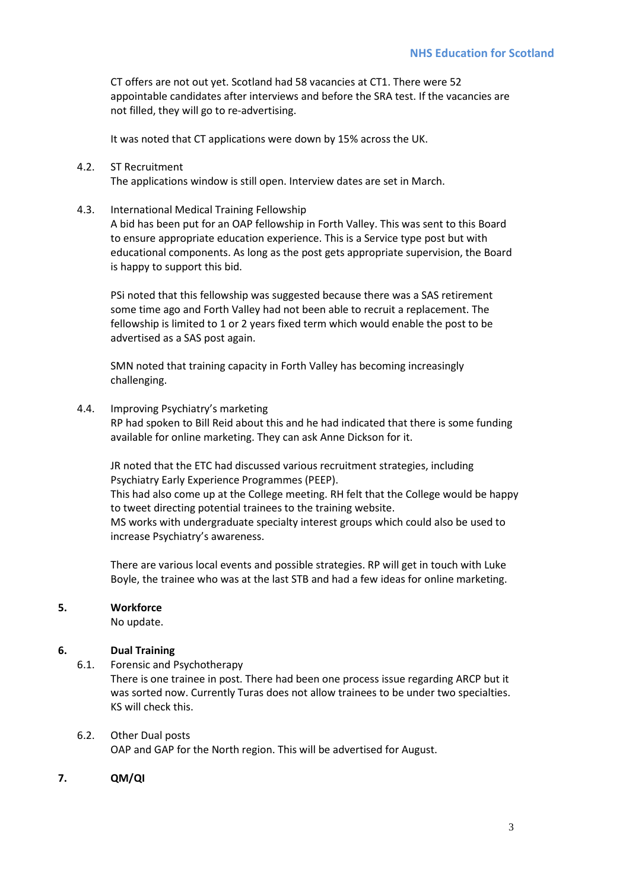CT offers are not out yet. Scotland had 58 vacancies at CT1. There were 52 appointable candidates after interviews and before the SRA test. If the vacancies are not filled, they will go to re-advertising.

It was noted that CT applications were down by 15% across the UK.

4.2. ST Recruitment

The applications window is still open. Interview dates are set in March.

4.3. International Medical Training Fellowship

A bid has been put for an OAP fellowship in Forth Valley. This was sent to this Board to ensure appropriate education experience. This is a Service type post but with educational components. As long as the post gets appropriate supervision, the Board is happy to support this bid.

PSi noted that this fellowship was suggested because there was a SAS retirement some time ago and Forth Valley had not been able to recruit a replacement. The fellowship is limited to 1 or 2 years fixed term which would enable the post to be advertised as a SAS post again.

SMN noted that training capacity in Forth Valley has becoming increasingly challenging.

4.4. Improving Psychiatry's marketing

RP had spoken to Bill Reid about this and he had indicated that there is some funding available for online marketing. They can ask Anne Dickson for it.

JR noted that the ETC had discussed various recruitment strategies, including Psychiatry Early Experience Programmes (PEEP).
This had also come up at the College meeting. RH felt that the College would be happy to tweet directing potential trainees to the training website.
MS works with undergraduate specialty interest groups which could also be used to increase Psychiatry's awareness.

There are various local events and possible strategies. RP will get in touch with Luke Boyle, the trainee who was at the last STB and had a few ideas for online marketing.

## 5. Workforce

No update.

## 6. Dual Training

6.1. Forensic and Psychotherapy

There is one trainee in post. There had been one process issue regarding ARCP but it was sorted now. Currently Turas does not allow trainees to be under two specialties. KS will check this.

6.2. Other Dual posts

OAP and GAP for the North region. This will be advertised for August.

## 7. QM/QI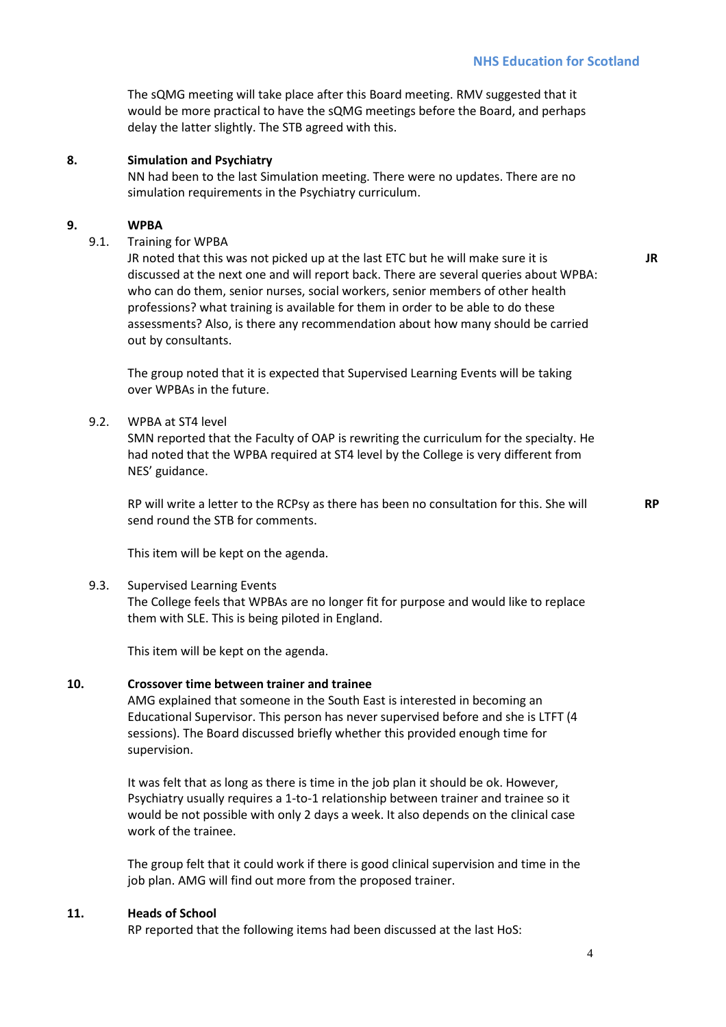The sQMG meeting will take place after this Board meeting. RMV suggested that it would be more practical to have the sQMG meetings before the Board, and perhaps delay the latter slightly. The STB agreed with this.

**8. Simulation and Psychiatry**

NN had been to the last Simulation meeting. There were no updates. There are no simulation requirements in the Psychiatry curriculum.

**9. WPBA**

9.1. Training for WPBA

JR noted that this was not picked up at the last ETC but he will make sure it is discussed at the next one and will report back. There are several queries about WPBA: who can do them, senior nurses, social workers, senior members of other health professions? what training is available for them in order to be able to do these assessments? Also, is there any recommendation about how many should be carried out by consultants. **JR**

The group noted that it is expected that Supervised Learning Events will be taking over WPBAs in the future.

9.2. WPBA at ST4 level

SMN reported that the Faculty of OAP is rewriting the curriculum for the specialty. He had noted that the WPBA required at ST4 level by the College is very different from NES' guidance.

RP will write a letter to the RCPsy as there has been no consultation for this. She will send round the STB for comments. **RP**

This item will be kept on the agenda.

9.3. Supervised Learning Events

The College feels that WPBAs are no longer fit for purpose and would like to replace them with SLE. This is being piloted in England.

This item will be kept on the agenda.

**10. Crossover time between trainer and trainee**

AMG explained that someone in the South East is interested in becoming an Educational Supervisor. This person has never supervised before and she is LTFT (4 sessions). The Board discussed briefly whether this provided enough time for supervision.

It was felt that as long as there is time in the job plan it should be ok. However, Psychiatry usually requires a 1-to-1 relationship between trainer and trainee so it would be not possible with only 2 days a week. It also depends on the clinical case work of the trainee.

The group felt that it could work if there is good clinical supervision and time in the job plan. AMG will find out more from the proposed trainer.

**11. Heads of School**

RP reported that the following items had been discussed at the last HoS: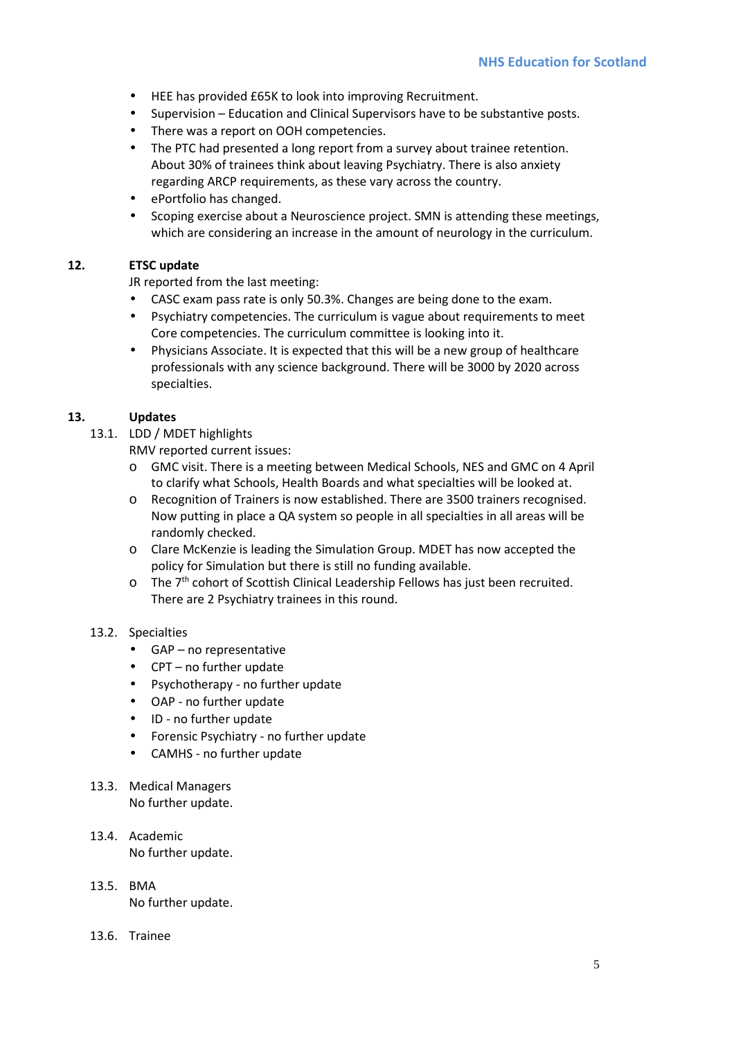- HEE has provided £65K to look into improving Recruitment.
- Supervision – Education and Clinical Supervisors have to be substantive posts.
- There was a report on OOH competencies.
- The PTC had presented a long report from a survey about trainee retention. About 30% of trainees think about leaving Psychiatry. There is also anxiety regarding ARCP requirements, as these vary across the country.
- ePortfolio has changed.
- Scoping exercise about a Neuroscience project. SMN is attending these meetings, which are considering an increase in the amount of neurology in the curriculum.

**12. ETSC update**

JR reported from the last meeting:

- CASC exam pass rate is only 50.3%. Changes are being done to the exam.
- Psychiatry competencies. The curriculum is vague about requirements to meet Core competencies. The curriculum committee is looking into it.
- Physicians Associate. It is expected that this will be a new group of healthcare professionals with any science background. There will be 3000 by 2020 across specialties.

**13. Updates**

13.1. LDD / MDET highlights

RMV reported current issues:

- GMC visit. There is a meeting between Medical Schools, NES and GMC on 4 April to clarify what Schools, Health Boards and what specialties will be looked at.
- Recognition of Trainers is now established. There are 3500 trainers recognised. Now putting in place a QA system so people in all specialties in all areas will be randomly checked.
- Clare McKenzie is leading the Simulation Group. MDET has now accepted the policy for Simulation but there is still no funding available.
- The 7th cohort of Scottish Clinical Leadership Fellows has just been recruited. There are 2 Psychiatry trainees in this round.

13.2. Specialties

- GAP – no representative
- CPT – no further update
- Psychotherapy - no further update
- OAP - no further update
- ID - no further update
- Forensic Psychiatry - no further update
- CAMHS - no further update

13.3. Medical Managers

No further update.

13.4. Academic

No further update.

13.5. BMA

No further update.

13.6. Trainee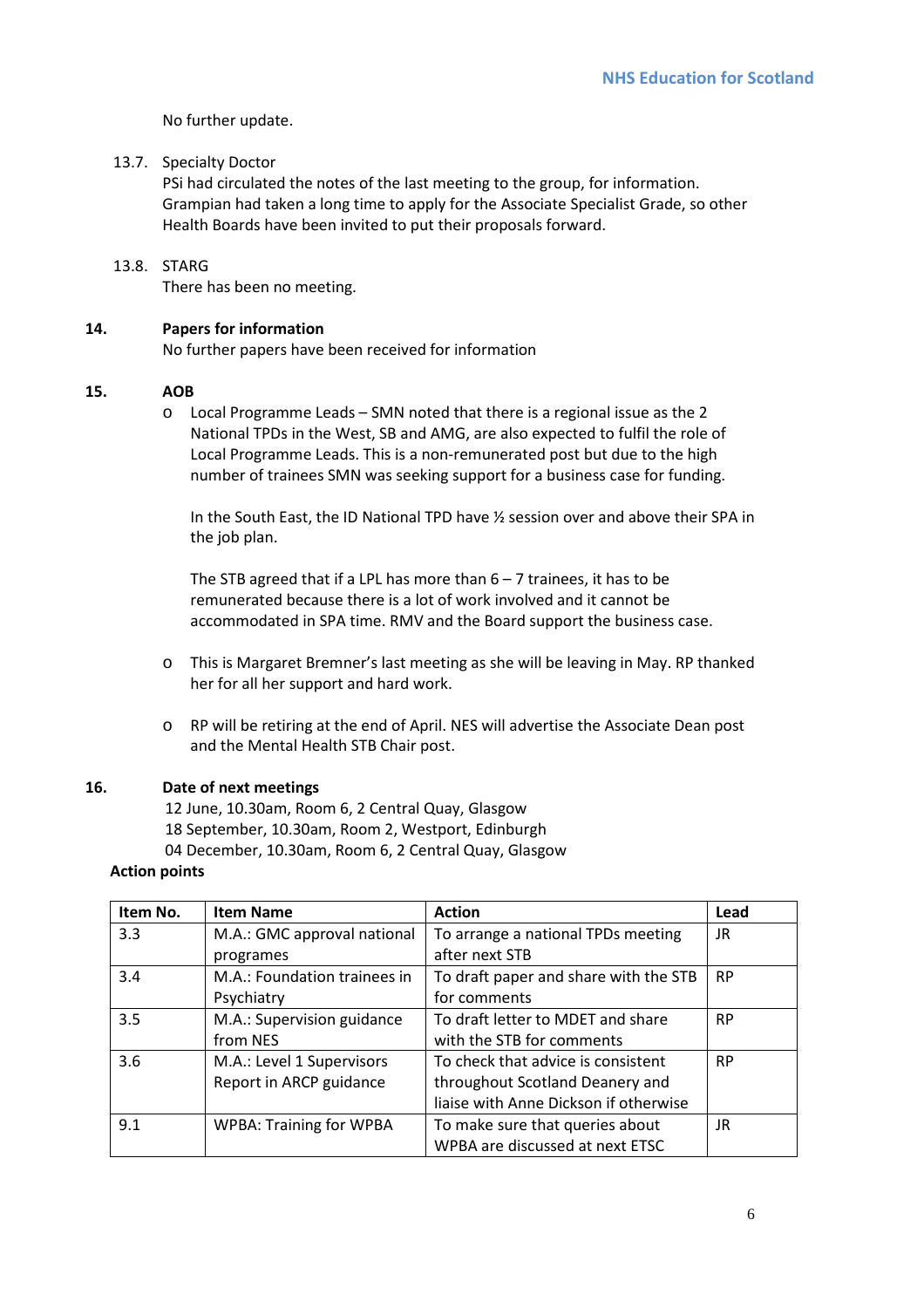No further update.

13.7. Specialty Doctor
PSi had circulated the notes of the last meeting to the group, for information. Grampian had taken a long time to apply for the Associate Specialist Grade, so other Health Boards have been invited to put their proposals forward.

13.8. STARG
There has been no meeting.

**14. Papers for information**
No further papers have been received for information

**15. AOB**

- Local Programme Leads – SMN noted that there is a regional issue as the 2 National TPDs in the West, SB and AMG, are also expected to fulfil the role of Local Programme Leads. This is a non-remunerated post but due to the high number of trainees SMN was seeking support for a business case for funding.

  In the South East, the ID National TPD have ½ session over and above their SPA in the job plan.

  The STB agreed that if a LPL has more than 6 – 7 trainees, it has to be remunerated because there is a lot of work involved and it cannot be accommodated in SPA time. RMV and the Board support the business case.

- This is Margaret Bremner's last meeting as she will be leaving in May. RP thanked her for all her support and hard work.

- RP will be retiring at the end of April. NES will advertise the Associate Dean post and the Mental Health STB Chair post.

**16. Date of next meetings**
12 June, 10.30am, Room 6, 2 Central Quay, Glasgow
18 September, 10.30am, Room 2, Westport, Edinburgh
04 December, 10.30am, Room 6, 2 Central Quay, Glasgow

**Action points**

| Item No. | Item Name | Action | Lead |
|---|---|---|---|
| 3.3 | M.A.: GMC approval national programes | To arrange a national TPDs meeting after next STB | JR |
| 3.4 | M.A.: Foundation trainees in Psychiatry | To draft paper and share with the STB for comments | RP |
| 3.5 | M.A.: Supervision guidance from NES | To draft letter to MDET and share with the STB for comments | RP |
| 3.6 | M.A.: Level 1 Supervisors Report in ARCP guidance | To check that advice is consistent throughout Scotland Deanery and liaise with Anne Dickson if otherwise | RP |
| 9.1 | WPBA: Training for WPBA | To make sure that queries about WPBA are discussed at next ETSC | JR |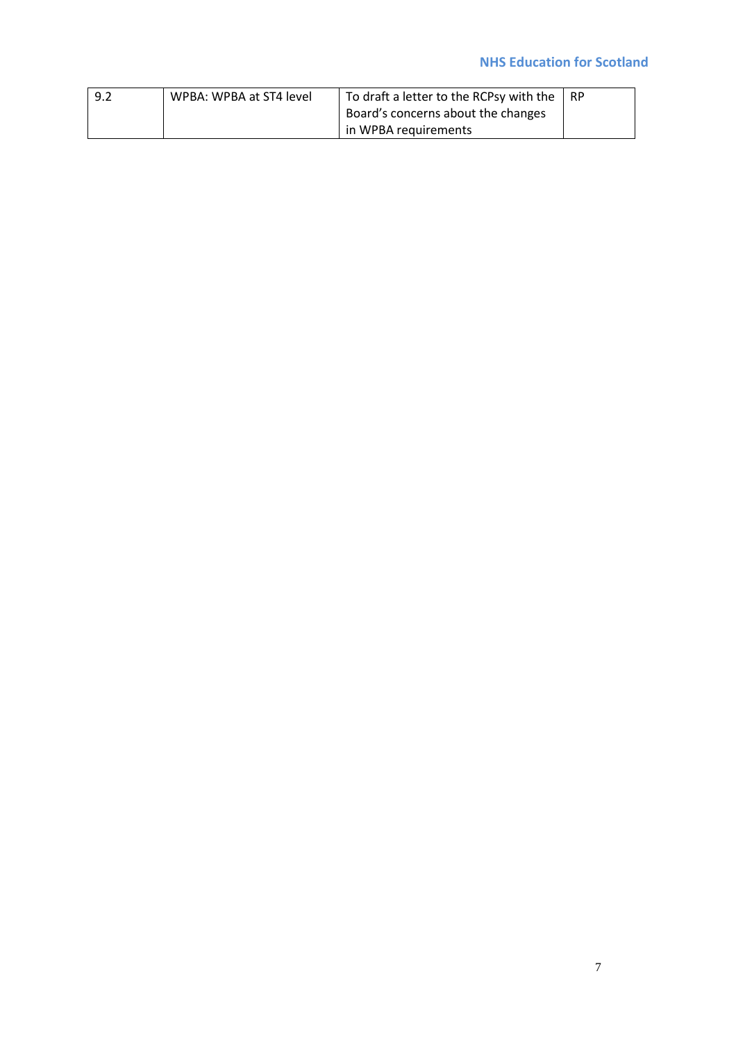| | | | |
|---|---|---|---|
| 9.2 | WPBA: WPBA at ST4 level | To draft a letter to the RCPsy with the Board's concerns about the changes in WPBA requirements | RP |